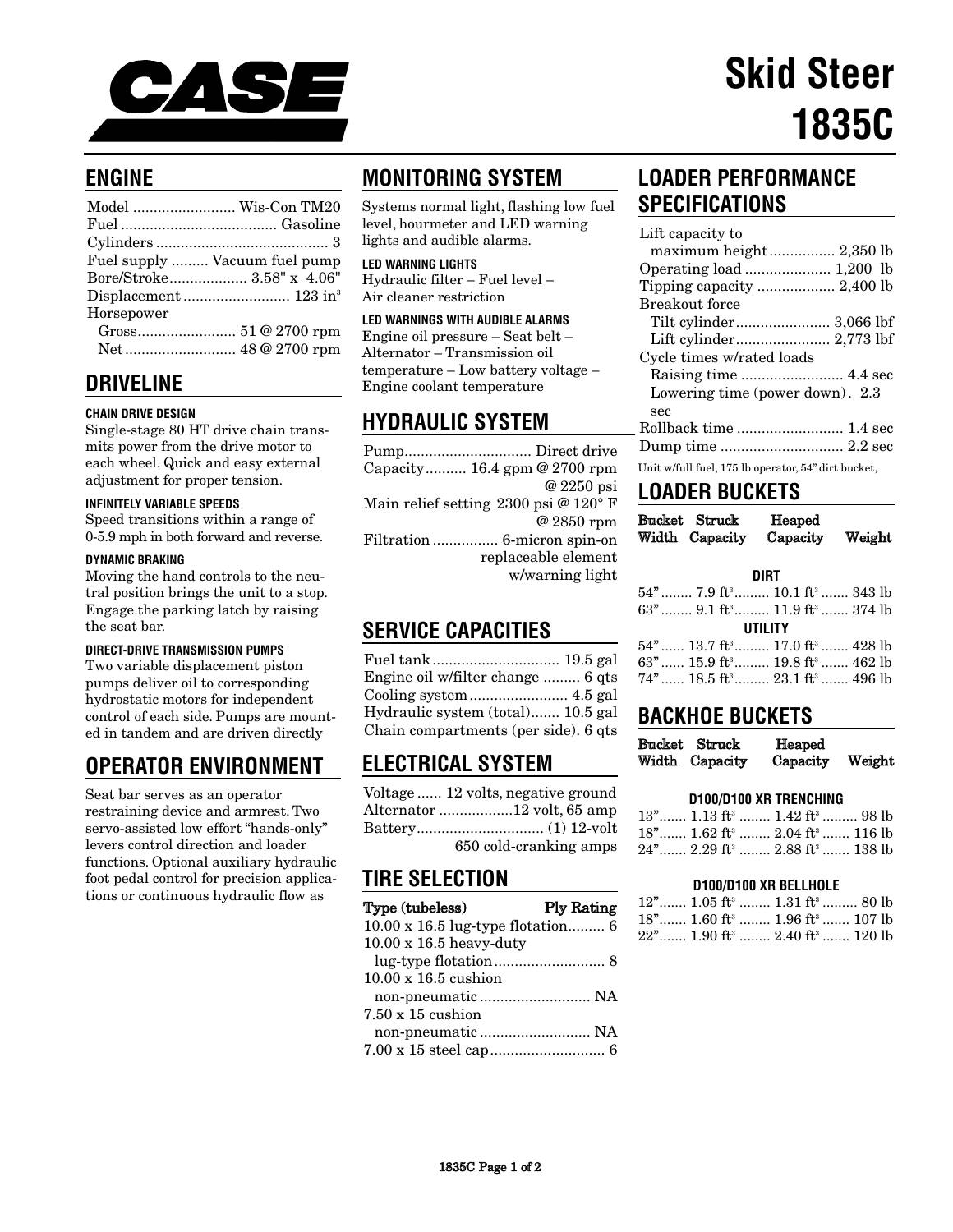# CASE

# Skid Steer 1835C

## ENGINE

| | |
|---|---|
| Model | Wis-Con TM20 |
| Fuel | Gasoline |
| Cylinders | 3 |
| Fuel supply | Vacuum fuel pump |
| Bore/Stroke | 3.58" x 4.06" |
| Displacement | 123 in$^3$ |
| Horsepower | |
| Gross | 51 @ 2700 rpm |
| Net | 48 @ 2700 rpm |

## DRIVELINE

#### CHAIN DRIVE DESIGN

Single-stage 80 HT drive chain transmits power from the drive motor to each wheel. Quick and easy external adjustment for proper tension.

#### INFINITELY VARIABLE SPEEDS

Speed transitions within a range of 0-5.9 mph in both forward and reverse.

#### DYNAMIC BRAKING

Moving the hand controls to the neutral position brings the unit to a stop. Engage the parking latch by raising the seat bar.

#### DIRECT-DRIVE TRANSMISSION PUMPS

Two variable displacement piston pumps deliver oil to corresponding hydrostatic motors for independent control of each side. Pumps are mounted in tandem and are driven directly

## OPERATOR ENVIRONMENT

Seat bar serves as an operator restraining device and armrest. Two servo-assisted low effort "hands-only" levers control direction and loader functions. Optional auxiliary hydraulic foot pedal control for precision applications or continuous hydraulic flow as

## MONITORING SYSTEM

Systems normal light, flashing low fuel level, hourmeter and LED warning lights and audible alarms.

#### LED WARNING LIGHTS

Hydraulic filter – Fuel level – Air cleaner restriction

#### LED WARNINGS WITH AUDIBLE ALARMS

Engine oil pressure – Seat belt – Alternator – Transmission oil temperature – Low battery voltage – Engine coolant temperature

## HYDRAULIC SYSTEM

| | |
|---|---|
| Pump | Direct drive |
| Capacity | 16.4 gpm @ 2700 rpm @ 2250 psi |
| Main relief setting | 2300 psi @ 120° F @ 2850 rpm |
| Filtration | 6-micron spin-on replaceable element w/warning light |

## SERVICE CAPACITIES

| | |
|---|---|
| Fuel tank | 19.5 gal |
| Engine oil w/filter change | 6 qts |
| Cooling system | 4.5 gal |
| Hydraulic system (total) | 10.5 gal |
| Chain compartments (per side) | 6 qts |

## ELECTRICAL SYSTEM

| | |
|---|---|
| Voltage | 12 volts, negative ground |
| Alternator | 12 volt, 65 amp |
| Battery | (1) 12-volt 650 cold-cranking amps |

## TIRE SELECTION

| Type (tubeless) | Ply Rating |
|---|---|
| 10.00 x 16.5 lug-type flotation | 6 |
| 10.00 x 16.5 heavy-duty lug-type flotation | 8 |
| 10.00 x 16.5 cushion non-pneumatic | NA |
| 7.50 x 15 cushion non-pneumatic | NA |
| 7.00 x 15 steel cap | 6 |

## LOADER PERFORMANCE SPECIFICATIONS

| | |
|---|---|
| Lift capacity to maximum height | 2,350 lb |
| Operating load | 1,200 lb |
| Tipping capacity | 2,400 lb |
| Breakout force | |
| Tilt cylinder | 3,066 lbf |
| Lift cylinder | 2,773 lbf |
| Cycle times w/rated loads | |
| Raising time | 4.4 sec |
| Lowering time (power down) | 2.3 sec |
| Rollback time | 1.4 sec |
| Dump time | 2.2 sec |

Unit w/full fuel, 175 lb operator, 54" dirt bucket,

## LOADER BUCKETS

| Bucket Width | Struck Capacity | Heaped Capacity | Weight |
|---|---|---|---|
| **DIRT** | | | |
| 54" | 7.9 ft$^3$ | 10.1 ft$^3$ | 343 lb |
| 63" | 9.1 ft$^3$ | 11.9 ft$^3$ | 374 lb |
| **UTILITY** | | | |
| 54" | 13.7 ft$^3$ | 17.0 ft$^3$ | 428 lb |
| 63" | 15.9 ft$^3$ | 19.8 ft$^3$ | 462 lb |
| 74" | 18.5 ft$^3$ | 23.1 ft$^3$ | 496 lb |

## BACKHOE BUCKETS

| Bucket Width | Struck Capacity | Heaped Capacity | Weight |
|---|---|---|---|
| **D100/D100 XR TRENCHING** | | | |
| 13" | 1.13 ft$^3$ | 1.42 ft$^3$ | 98 lb |
| 18" | 1.62 ft$^3$ | 2.04 ft$^3$ | 116 lb |
| 24" | 2.29 ft$^3$ | 2.88 ft$^3$ | 138 lb |
| **D100/D100 XR BELLHOLE** | | | |
| 12" | 1.05 ft$^3$ | 1.31 ft$^3$ | 80 lb |
| 18" | 1.60 ft$^3$ | 1.96 ft$^3$ | 107 lb |
| 22" | 1.90 ft$^3$ | 2.40 ft$^3$ | 120 lb |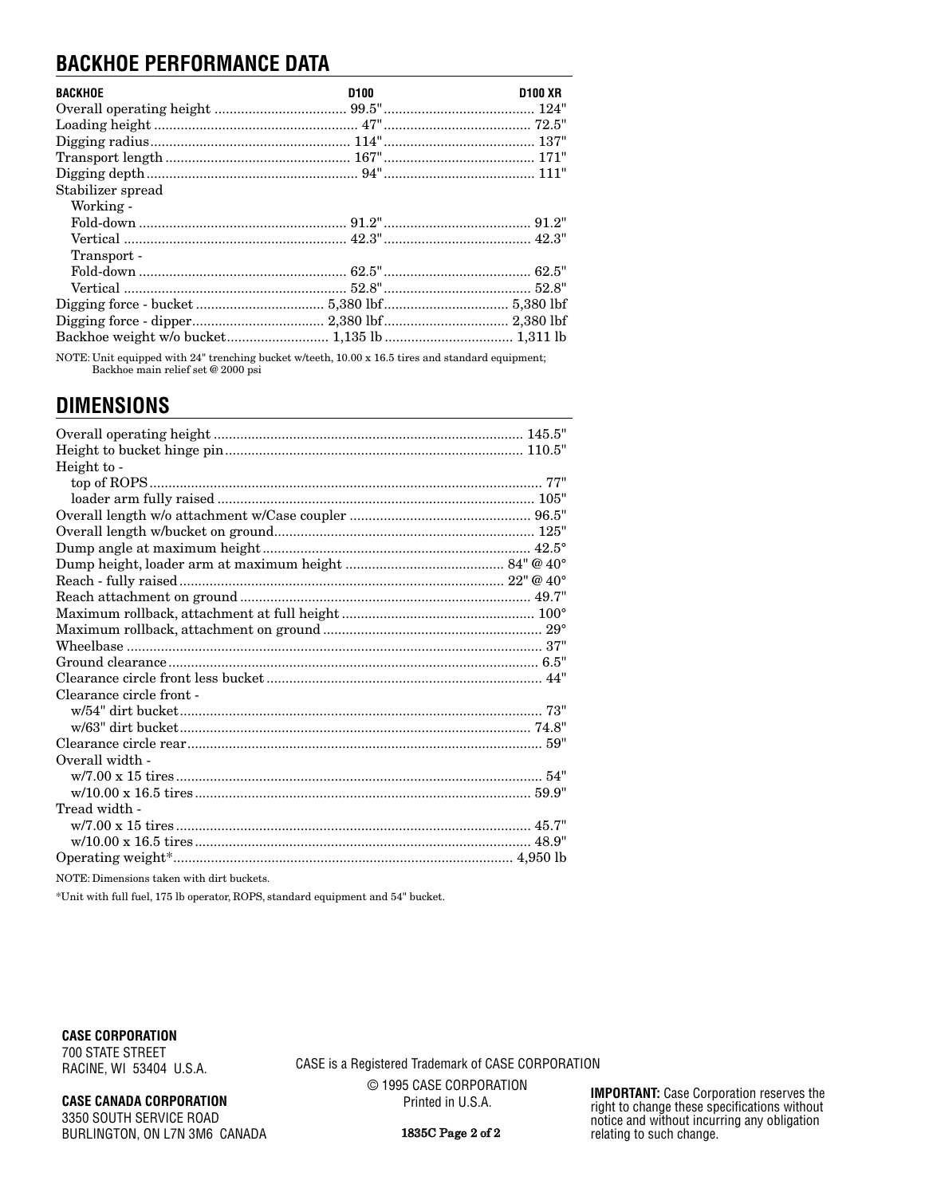## BACKHOE PERFORMANCE DATA

| BACKHOE | D100 | D100 XR |
|---|---|---|
| Overall operating height | 99.5" | 124" |
| Loading height | 47" | 72.5" |
| Digging radius | 114" | 137" |
| Transport length | 167" | 171" |
| Digging depth | 94" | 111" |
| Stabilizer spread | | |
| Working - | | |
| Fold-down | 91.2" | 91.2" |
| Vertical | 42.3" | 42.3" |
| Transport - | | |
| Fold-down | 62.5" | 62.5" |
| Vertical | 52.8" | 52.8" |
| Digging force - bucket | 5,380 lbf | 5,380 lbf |
| Digging force - dipper | 2,380 lbf | 2,380 lbf |
| Backhoe weight w/o bucket | 1,135 lb | 1,311 lb |

NOTE: Unit equipped with 24" trenching bucket w/teeth, 10.00 x 16.5 tires and standard equipment; Backhoe main relief set @ 2000 psi

## DIMENSIONS

| | |
|---|---|
| Overall operating height | 145.5" |
| Height to bucket hinge pin | 110.5" |
| Height to - | |
| top of ROPS | 77" |
| loader arm fully raised | 105" |
| Overall length w/o attachment w/Case coupler | 96.5" |
| Overall length w/bucket on ground | 125" |
| Dump angle at maximum height | 42.5° |
| Dump height, loader arm at maximum height | 84" @ 40° |
| Reach - fully raised | 22" @ 40° |
| Reach attachment on ground | 49.7" |
| Maximum rollback, attachment at full height | 100° |
| Maximum rollback, attachment on ground | 29° |
| Wheelbase | 37" |
| Ground clearance | 6.5" |
| Clearance circle front less bucket | 44" |
| Clearance circle front - | |
| w/54" dirt bucket | 73" |
| w/63" dirt bucket | 74.8" |
| Clearance circle rear | 59" |
| Overall width - | |
| w/7.00 x 15 tires | 54" |
| w/10.00 x 16.5 tires | 59.9" |
| Tread width - | |
| w/7.00 x 15 tires | 45.7" |
| w/10.00 x 16.5 tires | 48.9" |
| Operating weight* | 4,950 lb |

NOTE: Dimensions taken with dirt buckets.

*Unit with full fuel, 175 lb operator, ROPS, standard equipment and 54" bucket.

**CASE CORPORATION**
700 STATE STREET
RACINE, WI 53404 U.S.A.

**CASE CANADA CORPORATION**
3350 SOUTH SERVICE ROAD
BURLINGTON, ON L7N 3M6 CANADA

CASE is a Registered Trademark of CASE CORPORATION

© 1995 CASE CORPORATION
Printed in U.S.A.

1835C

**IMPORTANT:** Case Corporation reserves the right to change these specifications without notice and without incurring any obligation relating to such change.